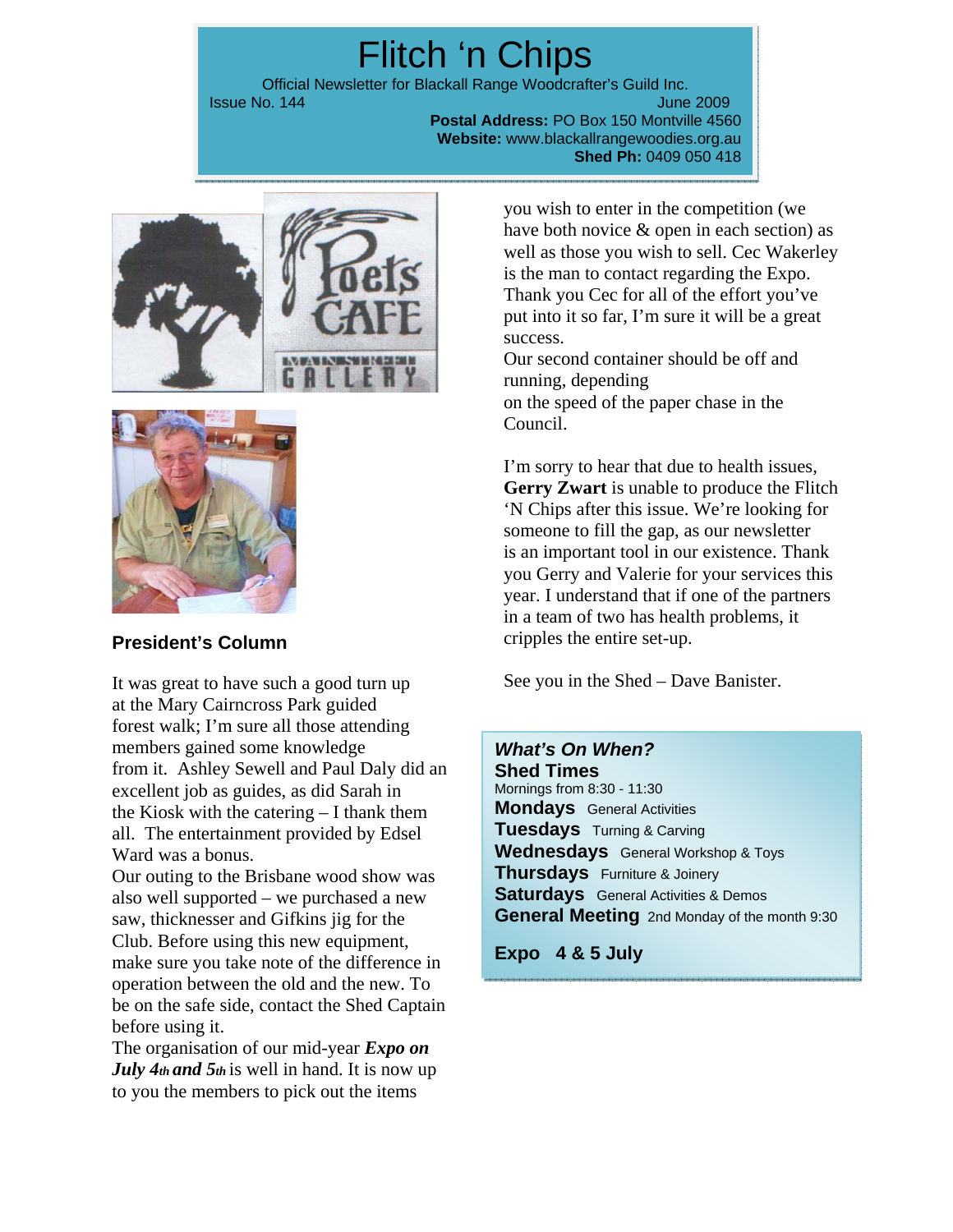# Flitch 'n Chips

Official Newsletter for Blackall Range Woodcrafter's Guild Inc.

Issue No. 144 June 2009

**Postal Address:** PO Box 150 Montville 4560
**Website:** www.blackallrangewoodies.org.au
**Shed Ph:** 0409 050 418

## President's Column

It was great to have such a good turn up at the Mary Cairncross Park guided forest walk; I'm sure all those attending members gained some knowledge from it. Ashley Sewell and Paul Daly did an excellent job as guides, as did Sarah in the Kiosk with the catering – I thank them all. The entertainment provided by Edsel Ward was a bonus.

Our outing to the Brisbane wood show was also well supported – we purchased a new saw, thicknesser and Gifkins jig for the Club. Before using this new equipment, make sure you take note of the difference in operation between the old and the new. To be on the safe side, contact the Shed Captain before using it.

The organisation of our mid-year ***Expo on July 4th and 5th*** is well in hand. It is now up to you the members to pick out the items you wish to enter in the competition (we have both novice & open in each section) as well as those you wish to sell. Cec Wakerley is the man to contact regarding the Expo. Thank you Cec for all of the effort you've put into it so far, I'm sure it will be a great success.

Our second container should be off and running, depending on the speed of the paper chase in the Council.

I'm sorry to hear that due to health issues, **Gerry Zwart** is unable to produce the Flitch 'N Chips after this issue. We're looking for someone to fill the gap, as our newsletter is an important tool in our existence. Thank you Gerry and Valerie for your services this year. I understand that if one of the partners in a team of two has health problems, it cripples the entire set-up.

See you in the Shed – Dave Banister.

***What's On When?***

**Shed Times**
Mornings from 8:30 - 11:30

**Mondays** General Activities
**Tuesdays** Turning & Carving
**Wednesdays** General Workshop & Toys
**Thursdays** Furniture & Joinery
**Saturdays** General Activities & Demos
**General Meeting** 2nd Monday of the month 9:30

**Expo 4 & 5 July**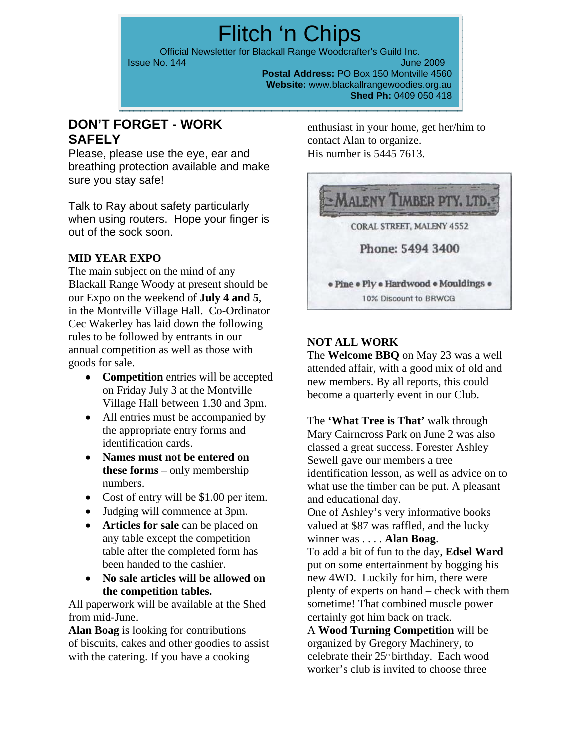# Flitch 'n Chips

Official Newsletter for Blackall Range Woodcrafter's Guild Inc.

Issue No. 144 June 2009

**Postal Address:** PO Box 150 Montville 4560

**Website:** www.blackallrangewoodies.org.au

**Shed Ph:** 0409 050 418

## DON'T FORGET - WORK SAFELY

Please, please use the eye, ear and breathing protection available and make sure you stay safe!

Talk to Ray about safety particularly when using routers. Hope your finger is out of the sock soon.

### MID YEAR EXPO

The main subject on the mind of any Blackall Range Woody at present should be our Expo on the weekend of **July 4 and 5**, in the Montville Village Hall. Co-Ordinator Cec Wakerley has laid down the following rules to be followed by entrants in our annual competition as well as those with goods for sale.

- **Competition** entries will be accepted on Friday July 3 at the Montville Village Hall between 1.30 and 3pm.
- All entries must be accompanied by the appropriate entry forms and identification cards.
- **Names must not be entered on these forms** – only membership numbers.
- Cost of entry will be $1.00 per item.
- Judging will commence at 3pm.
- **Articles for sale** can be placed on any table except the competition table after the completed form has been handed to the cashier.
- **No sale articles will be allowed on the competition tables.**

All paperwork will be available at the Shed from mid-June.

**Alan Boag** is looking for contributions of biscuits, cakes and other goodies to assist with the catering. If you have a cooking enthusiast in your home, get her/him to contact Alan to organize.
His number is 5445 7613.

MALENY TIMBER PTY. LTD.

CORAL STREET, MALENY 4552

Phone: 5494 3400

• Pine • Ply • Hardwood • Mouldings •

10% Discount to BRWCG

### NOT ALL WORK

The **Welcome BBQ** on May 23 was a well attended affair, with a good mix of old and new members. By all reports, this could become a quarterly event in our Club.

The **'What Tree is That'** walk through Mary Cairncross Park on June 2 was also classed a great success. Forester Ashley Sewell gave our members a tree identification lesson, as well as advice on to what use the timber can be put. A pleasant and educational day.

One of Ashley's very informative books valued at $87 was raffled, and the lucky winner was . . . . **Alan Boag**.

To add a bit of fun to the day, **Edsel Ward** put on some entertainment by bogging his new 4WD. Luckily for him, there were plenty of experts on hand – check with them sometime! That combined muscle power certainly got him back on track.

A **Wood Turning Competition** will be organized by Gregory Machinery, to celebrate their 25th birthday. Each wood worker's club is invited to choose three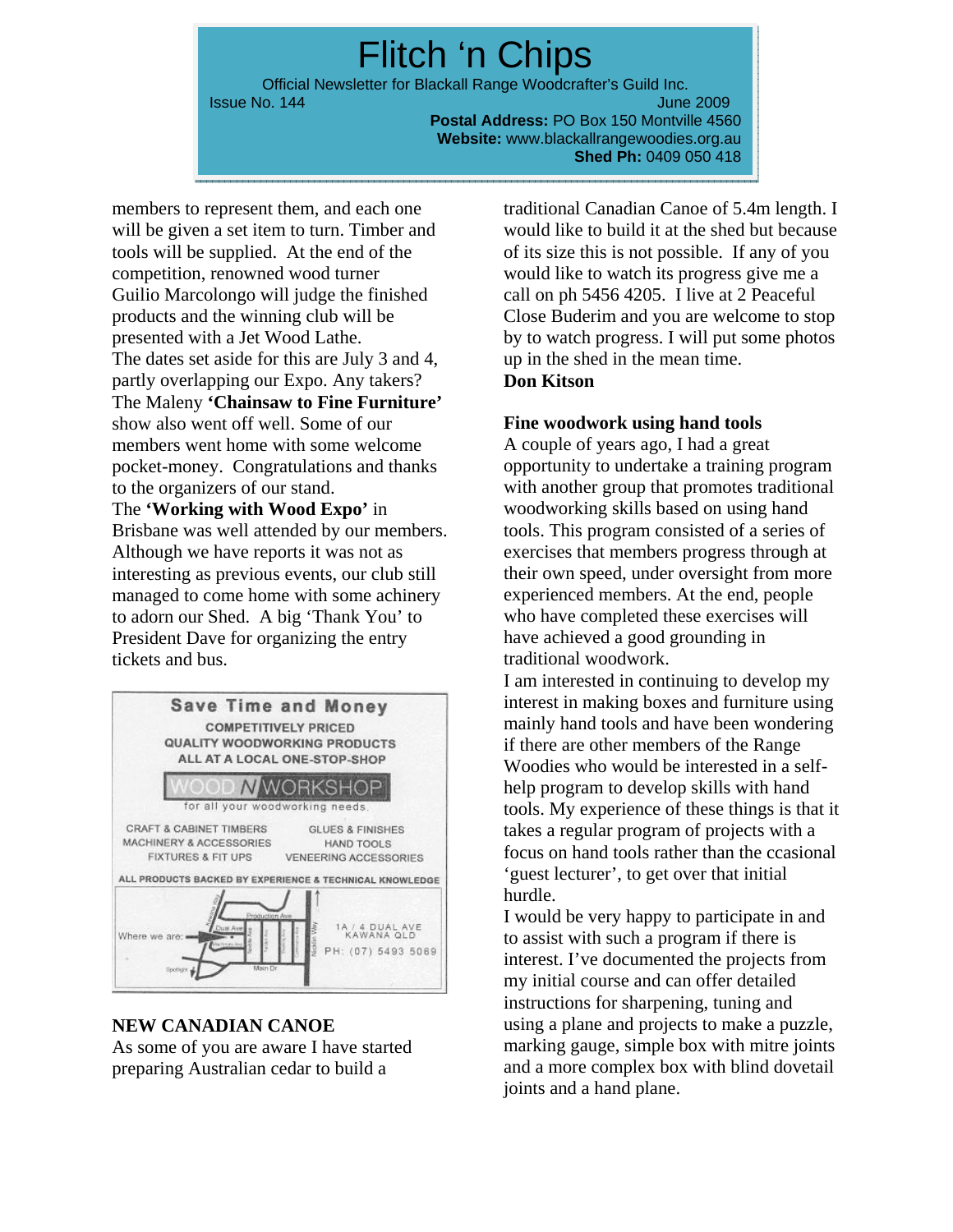# Flitch 'n Chips

Official Newsletter for Blackall Range Woodcrafter's Guild Inc.

Issue No. 144 June 2009

**Postal Address:** PO Box 150 Montville 4560
**Website:** www.blackallrangewoodies.org.au
**Shed Ph:** 0409 050 418

members to represent them, and each one will be given a set item to turn. Timber and tools will be supplied. At the end of the competition, renowned wood turner Guilio Marcolongo will judge the finished products and the winning club will be presented with a Jet Wood Lathe.
The dates set aside for this are July 3 and 4, partly overlapping our Expo. Any takers?
The Maleny **'Chainsaw to Fine Furniture'** show also went off well. Some of our members went home with some welcome pocket-money. Congratulations and thanks to the organizers of our stand.
The **'Working with Wood Expo'** in Brisbane was well attended by our members. Although we have reports it was not as interesting as previous events, our club still managed to come home with some achinery to adorn our Shed. A big 'Thank You' to President Dave for organizing the entry tickets and bus.

**Save Time and Money**

COMPETITIVELY PRICED
QUALITY WOODWORKING PRODUCTS
ALL AT A LOCAL ONE-STOP-SHOP

WOOD N WORKSHOP
for all your woodworking needs.

CRAFT & CABINET TIMBERS
MACHINERY & ACCESSORIES
FIXTURES & FIT UPS
GLUES & FINISHES
HAND TOOLS
VENEERING ACCESSORIES

ALL PRODUCTS BACKED BY EXPERIENCE & TECHNICAL KNOWLEDGE

Where we are:
1A / 4 DUAL AVE
KAWANA QLD
PH: (07) 5493 5069

**NEW CANADIAN CANOE**

As some of you are aware I have started preparing Australian cedar to build a traditional Canadian Canoe of 5.4m length. I would like to build it at the shed but because of its size this is not possible. If any of you would like to watch its progress give me a call on ph 5456 4205. I live at 2 Peaceful Close Buderim and you are welcome to stop by to watch progress. I will put some photos up in the shed in the mean time.

**Don Kitson**

**Fine woodwork using hand tools**

A couple of years ago, I had a great opportunity to undertake a training program with another group that promotes traditional woodworking skills based on using hand tools. This program consisted of a series of exercises that members progress through at their own speed, under oversight from more experienced members. At the end, people who have completed these exercises will have achieved a good grounding in traditional woodwork.
I am interested in continuing to develop my interest in making boxes and furniture using mainly hand tools and have been wondering if there are other members of the Range Woodies who would be interested in a self-help program to develop skills with hand tools. My experience of these things is that it takes a regular program of projects with a focus on hand tools rather than the ccasional 'guest lecturer', to get over that initial hurdle.
I would be very happy to participate in and to assist with such a program if there is interest. I've documented the projects from my initial course and can offer detailed instructions for sharpening, tuning and using a plane and projects to make a puzzle, marking gauge, simple box with mitre joints and a more complex box with blind dovetail joints and a hand plane.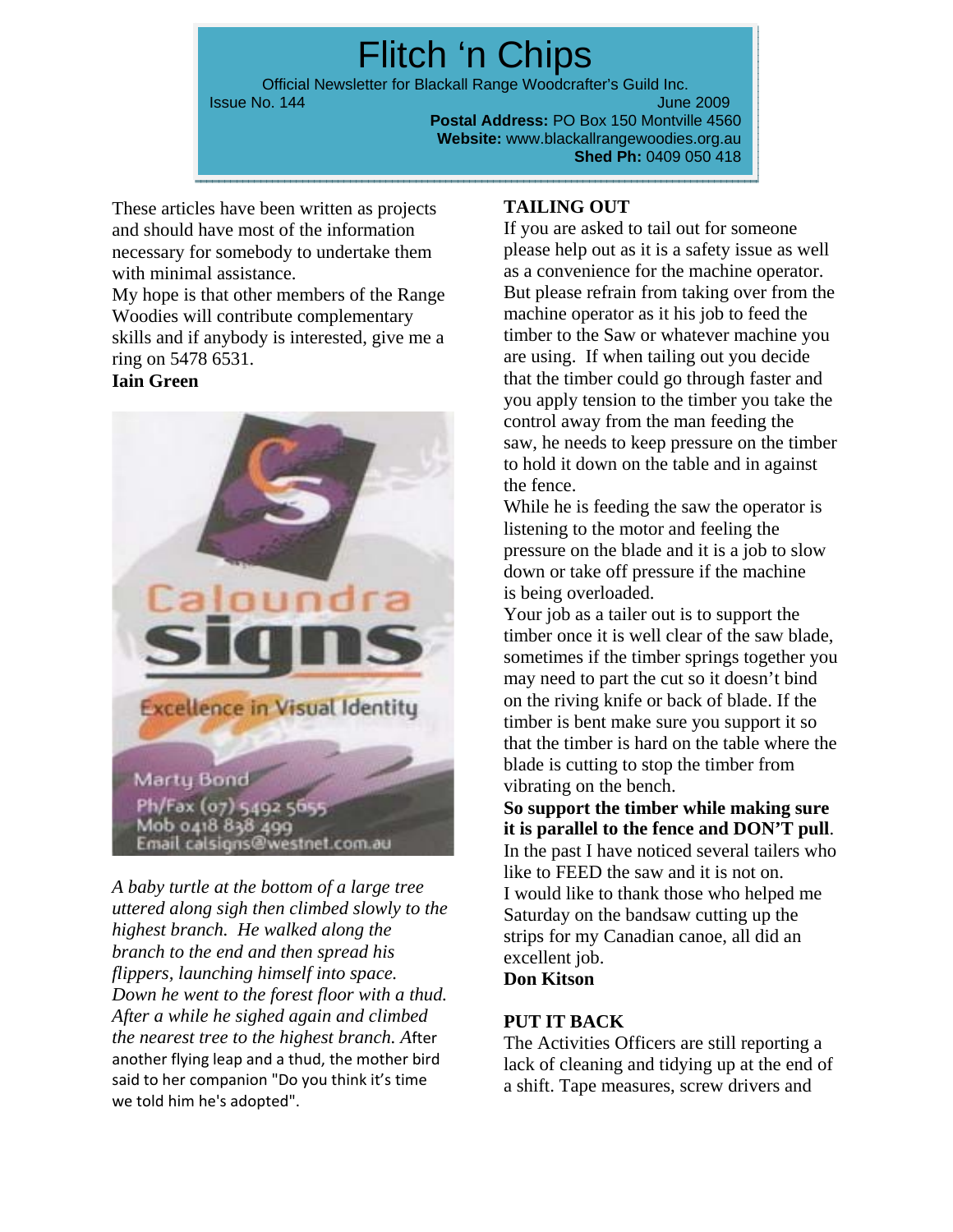These articles have been written as projects and should have most of the information necessary for somebody to undertake them with minimal assistance.
My hope is that other members of the Range Woodies will contribute complementary skills and if anybody is interested, give me a ring on 5478 6531.
**Iain Green**

Caloundra signs
Excellence in Visual Identity
Marty Bond
Ph/Fax (07) 5492 5655
Mob 0418 838 499
Email calsigns@westnet.com.au

*A baby turtle at the bottom of a large tree uttered along sigh then climbed slowly to the highest branch. He walked along the branch to the end and then spread his flippers, launching himself into space. Down he went to the forest floor with a thud. After a while he sighed again and climbed the nearest tree to the highest branch. A*fter another flying leap and a thud, the mother bird said to her companion "Do you think it's time we told him he's adopted".

## TAILING OUT

If you are asked to tail out for someone please help out as it is a safety issue as well as a convenience for the machine operator. But please refrain from taking over from the machine operator as it his job to feed the timber to the Saw or whatever machine you are using. If when tailing out you decide that the timber could go through faster and you apply tension to the timber you take the control away from the man feeding the saw, he needs to keep pressure on the timber to hold it down on the table and in against the fence.
While he is feeding the saw the operator is listening to the motor and feeling the pressure on the blade and it is a job to slow down or take off pressure if the machine is being overloaded.
Your job as a tailer out is to support the timber once it is well clear of the saw blade, sometimes if the timber springs together you may need to part the cut so it doesn't bind on the riving knife or back of blade. If the timber is bent make sure you support it so that the timber is hard on the table where the blade is cutting to stop the timber from vibrating on the bench.
**So support the timber while making sure it is parallel to the fence and DON'T pull**.
In the past I have noticed several tailers who like to FEED the saw and it is not on.
I would like to thank those who helped me Saturday on the bandsaw cutting up the strips for my Canadian canoe, all did an excellent job.
**Don Kitson**

## PUT IT BACK

The Activities Officers are still reporting a lack of cleaning and tidying up at the end of a shift. Tape measures, screw drivers and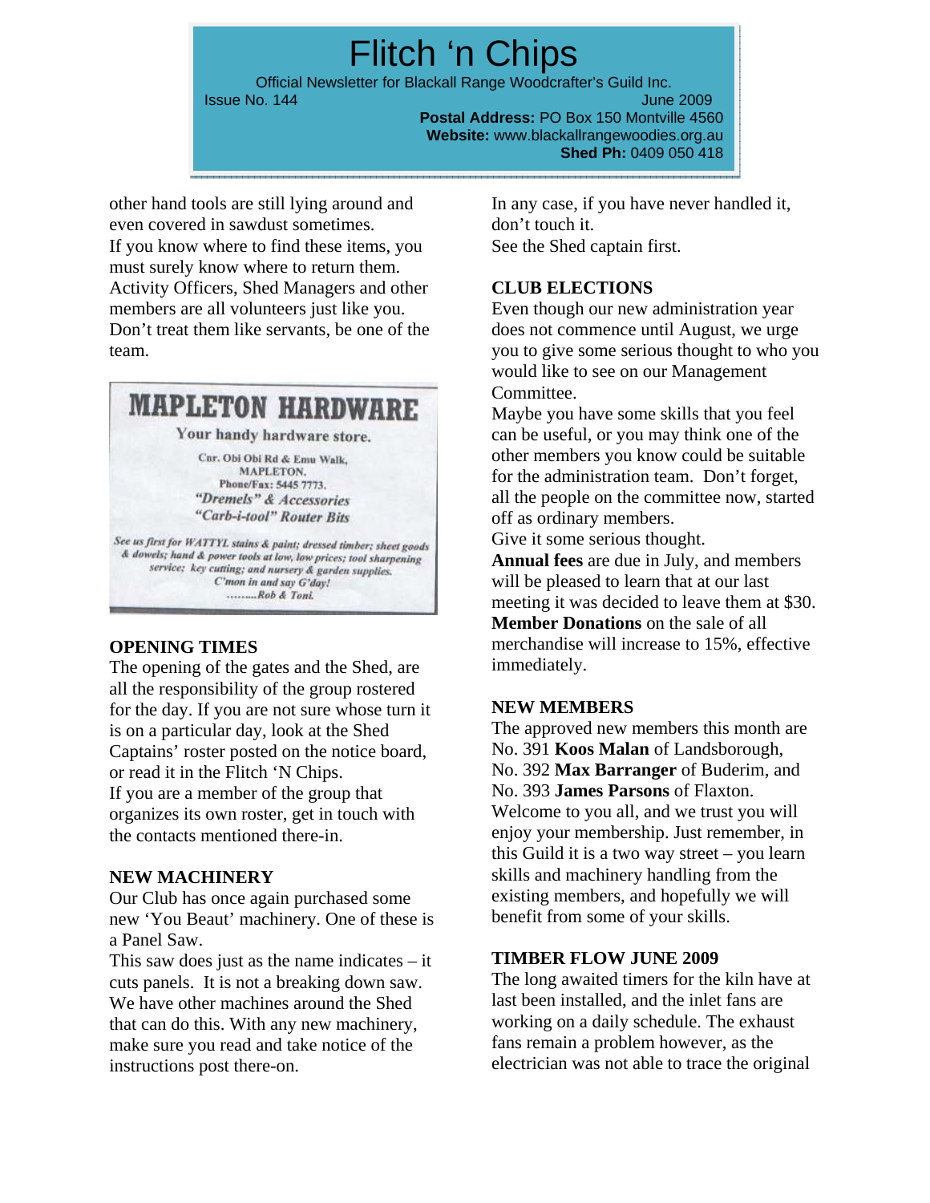other hand tools are still lying around and even covered in sawdust sometimes.
If you know where to find these items, you must surely know where to return them.
Activity Officers, Shed Managers and other members are all volunteers just like you.
Don't treat them like servants, be one of the team.

**MAPLETON HARDWARE**

Your handy hardware store.

Cnr. Obi Obi Rd & Emu Walk,
MAPLETON.
Phone/Fax: 5445 7773.
*"Dremels" & Accessories*
*"Carb-i-tool" Router Bits*

*See us first for WATTYL stains & paint; dressed timber; sheet goods & dowels; hand & power tools at low, low prices; tool sharpening service; key cutting; and nursery & garden supplies.*
*C'mon in and say G'day!*
*........Rob & Toni.*

### OPENING TIMES

The opening of the gates and the Shed, are all the responsibility of the group rostered for the day. If you are not sure whose turn it is on a particular day, look at the Shed Captains' roster posted on the notice board, or read it in the Flitch 'N Chips.
If you are a member of the group that organizes its own roster, get in touch with the contacts mentioned there-in.

### NEW MACHINERY

Our Club has once again purchased some new 'You Beaut' machinery. One of these is a Panel Saw.
This saw does just as the name indicates – it cuts panels. It is not a breaking down saw. We have other machines around the Shed that can do this. With any new machinery, make sure you read and take notice of the instructions post there-on.
In any case, if you have never handled it, don't touch it.
See the Shed captain first.

### CLUB ELECTIONS

Even though our new administration year does not commence until August, we urge you to give some serious thought to who you would like to see on our Management Committee.
Maybe you have some skills that you feel can be useful, or you may think one of the other members you know could be suitable for the administration team. Don't forget, all the people on the committee now, started off as ordinary members.
Give it some serious thought.
**Annual fees** are due in July, and members will be pleased to learn that at our last meeting it was decided to leave them at $30.
**Member Donations** on the sale of all merchandise will increase to 15%, effective immediately.

### NEW MEMBERS

The approved new members this month are No. 391 **Koos Malan** of Landsborough, No. 392 **Max Barranger** of Buderim, and No. 393 **James Parsons** of Flaxton.
Welcome to you all, and we trust you will enjoy your membership. Just remember, in this Guild it is a two way street – you learn skills and machinery handling from the existing members, and hopefully we will benefit from some of your skills.

### TIMBER FLOW JUNE 2009

The long awaited timers for the kiln have at last been installed, and the inlet fans are working on a daily schedule. The exhaust fans remain a problem however, as the electrician was not able to trace the original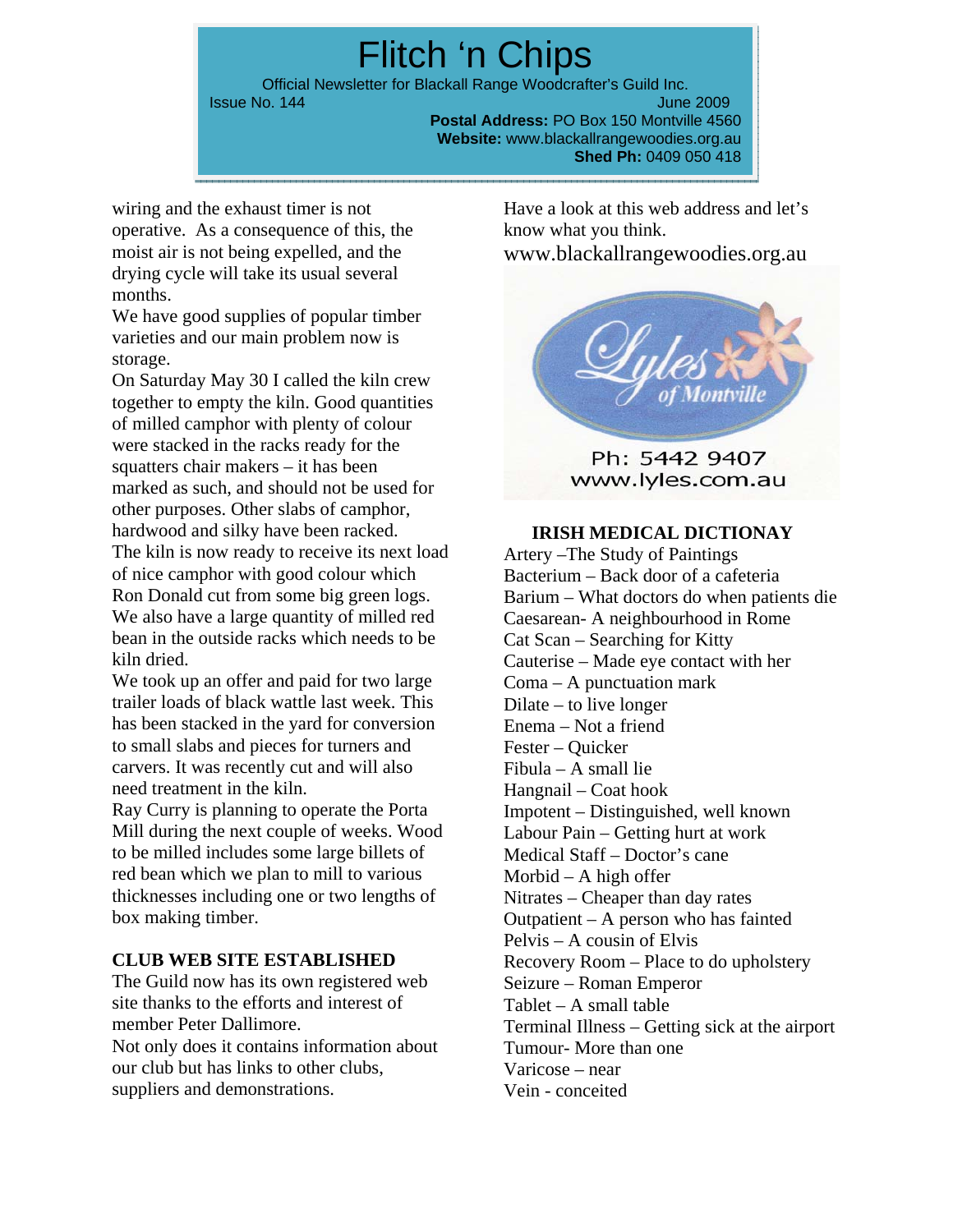# Flitch 'n Chips

Official Newsletter for Blackall Range Woodcrafter's Guild Inc.

Issue No. 144 June 2009

**Postal Address:** PO Box 150 Montville 4560
**Website:** www.blackallrangewoodies.org.au
**Shed Ph:** 0409 050 418

wiring and the exhaust timer is not operative. As a consequence of this, the moist air is not being expelled, and the drying cycle will take its usual several months.

We have good supplies of popular timber varieties and our main problem now is storage.

On Saturday May 30 I called the kiln crew together to empty the kiln. Good quantities of milled camphor with plenty of colour were stacked in the racks ready for the squatters chair makers – it has been marked as such, and should not be used for other purposes. Other slabs of camphor, hardwood and silky have been racked. The kiln is now ready to receive its next load of nice camphor with good colour which Ron Donald cut from some big green logs. We also have a large quantity of milled red bean in the outside racks which needs to be kiln dried.

We took up an offer and paid for two large trailer loads of black wattle last week. This has been stacked in the yard for conversion to small slabs and pieces for turners and carvers. It was recently cut and will also need treatment in the kiln.

Ray Curry is planning to operate the Porta Mill during the next couple of weeks. Wood to be milled includes some large billets of red bean which we plan to mill to various thicknesses including one or two lengths of box making timber.

**CLUB WEB SITE ESTABLISHED**

The Guild now has its own registered web site thanks to the efforts and interest of member Peter Dallimore.

Not only does it contains information about our club but has links to other clubs, suppliers and demonstrations.

Have a look at this web address and let's know what you think.

www.blackallrangewoodies.org.au

Lyles of Montville

Ph: 5442 9407
www.lyles.com.au

**IRISH MEDICAL DICTIONAY**

Artery –The Study of Paintings
Bacterium – Back door of a cafeteria
Barium – What doctors do when patients die
Caesarean- A neighbourhood in Rome
Cat Scan – Searching for Kitty
Cauterise – Made eye contact with her
Coma – A punctuation mark
Dilate – to live longer
Enema – Not a friend
Fester – Quicker
Fibula – A small lie
Hangnail – Coat hook
Impotent – Distinguished, well known
Labour Pain – Getting hurt at work
Medical Staff – Doctor's cane
Morbid – A high offer
Nitrates – Cheaper than day rates
Outpatient – A person who has fainted
Pelvis – A cousin of Elvis
Recovery Room – Place to do upholstery
Seizure – Roman Emperor
Tablet – A small table
Terminal Illness – Getting sick at the airport
Tumour- More than one
Varicose – near
Vein - conceited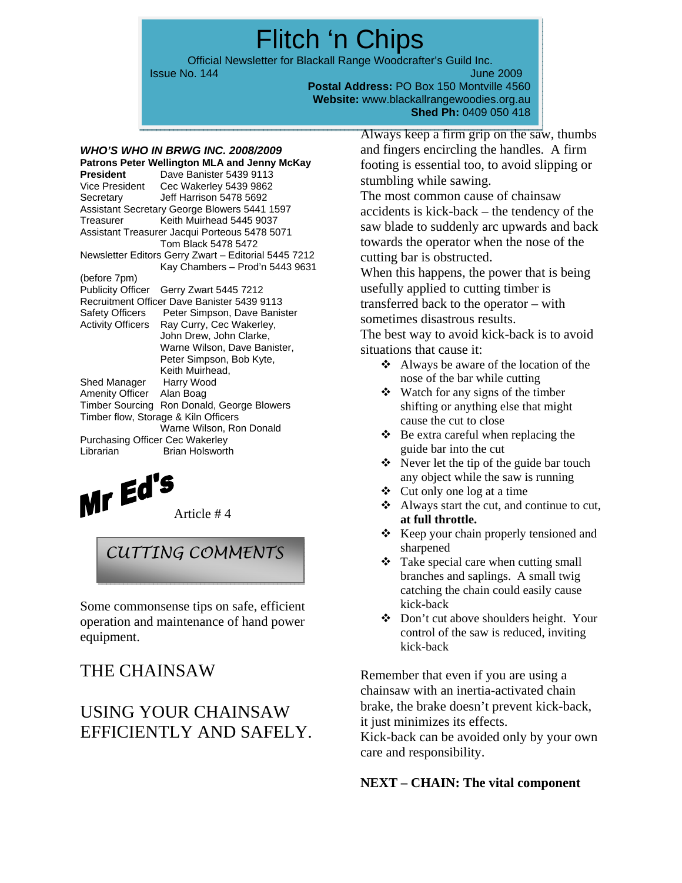# Flitch 'n Chips

Official Newsletter for Blackall Range Woodcrafter's Guild Inc.

Issue No. 144 June 2009

**Postal Address:** PO Box 150 Montville 4560
**Website:** www.blackallrangewoodies.org.au
**Shed Ph:** 0409 050 418

***WHO'S WHO IN BRWG INC. 2008/2009***

**Patrons Peter Wellington MLA and Jenny McKay**

**President** Dave Banister 5439 9113
Vice President Cec Wakerley 5439 9862
Secretary Jeff Harrison 5478 5692
Assistant Secretary George Blowers 5441 1597
Treasurer Keith Muirhead 5445 9037
Assistant Treasurer Jacqui Porteous 5478 5071
Tom Black 5478 5472
Newsletter Editors Gerry Zwart – Editorial 5445 7212
Kay Chambers – Prod'n 5443 9631 (before 7pm)
Publicity Officer Gerry Zwart 5445 7212
Recruitment Officer Dave Banister 5439 9113
Safety Officers Peter Simpson, Dave Banister
Activity Officers Ray Curry, Cec Wakerley, John Drew, John Clarke, Warne Wilson, Dave Banister, Peter Simpson, Bob Kyte, Keith Muirhead,
Shed Manager Harry Wood
Amenity Officer Alan Boag
Timber Sourcing Ron Donald, George Blowers
Timber flow, Storage & Kiln Officers Warne Wilson, Ron Donald
Purchasing Officer Cec Wakerley
Librarian Brian Holsworth

## Mr Ed's

Article # 4

## CUTTING COMMENTS

Some commonsense tips on safe, efficient operation and maintenance of hand power equipment.

## THE CHAINSAW

## USING YOUR CHAINSAW EFFICIENTLY AND SAFELY.

Always keep a firm grip on the saw, thumbs and fingers encircling the handles. A firm footing is essential too, to avoid slipping or stumbling while sawing.

The most common cause of chainsaw accidents is kick-back – the tendency of the saw blade to suddenly arc upwards and back towards the operator when the nose of the cutting bar is obstructed.

When this happens, the power that is being usefully applied to cutting timber is transferred back to the operator – with sometimes disastrous results.

The best way to avoid kick-back is to avoid situations that cause it:

- Always be aware of the location of the nose of the bar while cutting
- Watch for any signs of the timber shifting or anything else that might cause the cut to close
- Be extra careful when replacing the guide bar into the cut
- Never let the tip of the guide bar touch any object while the saw is running
- Cut only one log at a time
- Always start the cut, and continue to cut, **at full throttle.**
- Keep your chain properly tensioned and sharpened
- Take special care when cutting small branches and saplings. A small twig catching the chain could easily cause kick-back
- Don't cut above shoulders height. Your control of the saw is reduced, inviting kick-back

Remember that even if you are using a chainsaw with an inertia-activated chain brake, the brake doesn't prevent kick-back, it just minimizes its effects.

Kick-back can be avoided only by your own care and responsibility.

**NEXT – CHAIN: The vital component**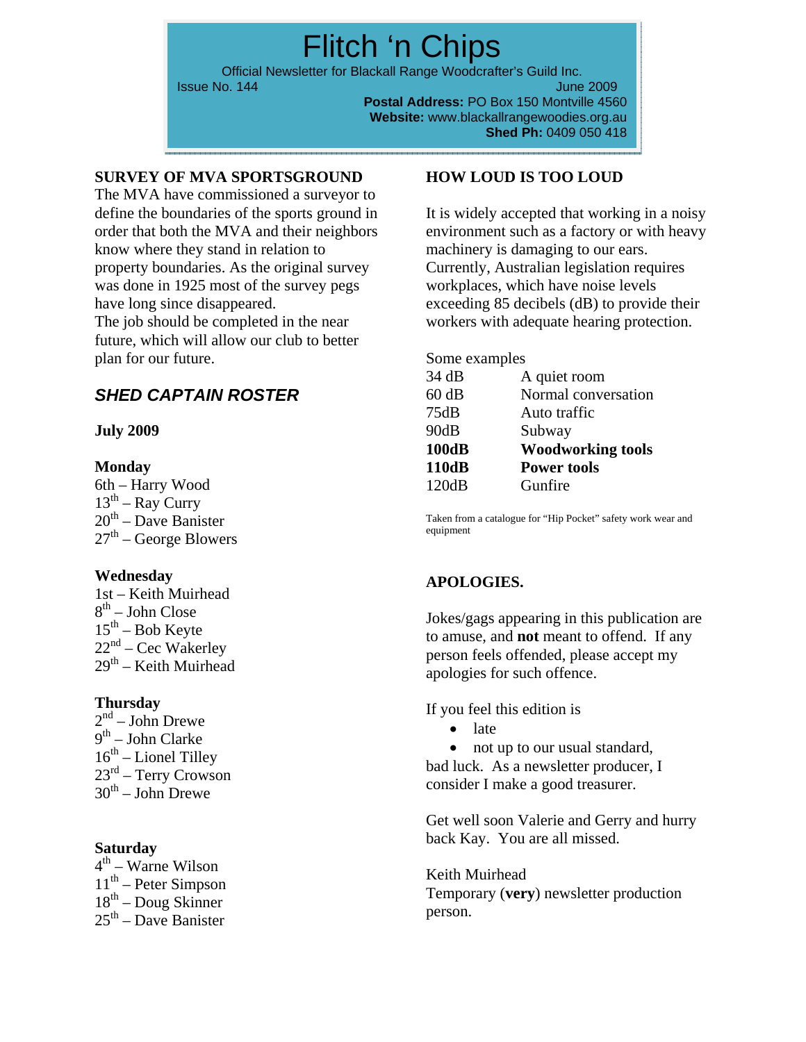# Flitch 'n Chips

Official Newsletter for Blackall Range Woodcrafter's Guild Inc.

Issue No. 144 June 2009

**Postal Address:** PO Box 150 Montville 4560
**Website:** www.blackallrangewoodies.org.au
**Shed Ph:** 0409 050 418

## SURVEY OF MVA SPORTSGROUND

The MVA have commissioned a surveyor to define the boundaries of the sports ground in order that both the MVA and their neighbors know where they stand in relation to property boundaries. As the original survey was done in 1925 most of the survey pegs have long since disappeared.
The job should be completed in the near future, which will allow our club to better plan for our future.

## *SHED CAPTAIN ROSTER*

**July 2009**

**Monday**
6th – Harry Wood
13th – Ray Curry
20th – Dave Banister
27th – George Blowers

**Wednesday**
1st – Keith Muirhead
8th – John Close
15th – Bob Keyte
22nd – Cec Wakerley
29th – Keith Muirhead

**Thursday**
2nd – John Drewe
9th – John Clarke
16th – Lionel Tilley
23rd – Terry Crowson
30th – John Drewe

**Saturday**
4th – Warne Wilson
11th – Peter Simpson
18th – Doug Skinner
25th – Dave Banister

## HOW LOUD IS TOO LOUD

It is widely accepted that working in a noisy environment such as a factory or with heavy machinery is damaging to our ears. Currently, Australian legislation requires workplaces, which have noise levels exceeding 85 decibels (dB) to provide their workers with adequate hearing protection.

Some examples

| | |
|---|---|
| 34 dB | A quiet room |
| 60 dB | Normal conversation |
| 75dB | Auto traffic |
| 90dB | Subway |
| **100dB** | **Woodworking tools** |
| **110dB** | **Power tools** |
| 120dB | Gunfire |

Taken from a catalogue for "Hip Pocket" safety work wear and equipment

## APOLOGIES.

Jokes/gags appearing in this publication are to amuse, and **not** meant to offend. If any person feels offended, please accept my apologies for such offence.

If you feel this edition is

- late
- not up to our usual standard,

bad luck. As a newsletter producer, I consider I make a good treasurer.

Get well soon Valerie and Gerry and hurry back Kay. You are all missed.

Keith Muirhead
Temporary (**very**) newsletter production person.